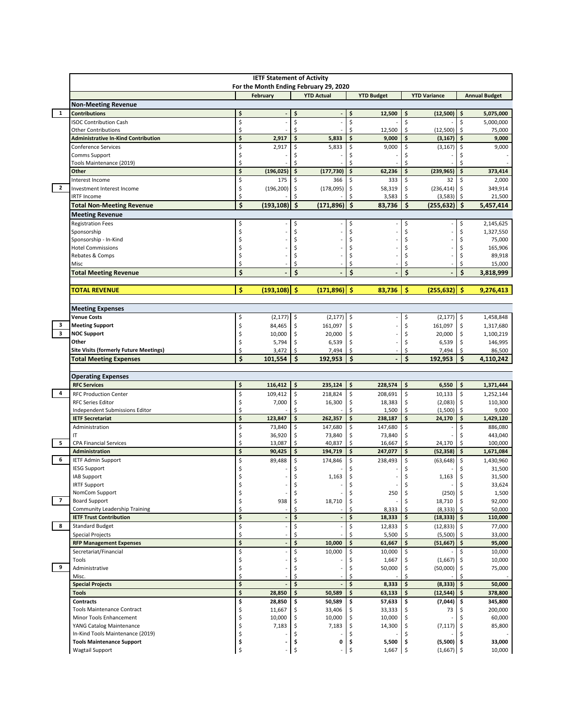# IETF Statement of Activity

## For the Month Ending February 29, 2020

| | | February | YTD Actual | YTD Budget | YTD Variance | Annual Budget |
|---|---|---|---|---|---|---|
| | **Non-Meeting Revenue** | | | | | |
| 1 | **Contributions** | **$ -** | **$ -** | **$ 12,500** | **$ (12,500)** | **$ 5,075,000** |
| | ISOC Contribution Cash | $ - | $ - | $ - | $ - | $ 5,000,000 |
| | Other Contributions | $ - | $ - | $ 12,500 | $ (12,500) | $ 75,000 |
| | **Administrative In-Kind Contribution** | **$ 2,917** | **$ 5,833** | **$ 9,000** | **$ (3,167)** | **$ 9,000** |
| | Conference Services | $ 2,917 | $ 5,833 | $ 9,000 | $ (3,167) | $ 9,000 |
| | Comms Support | $ - | $ - | $ - | $ - | $ - |
| | Tools Maintenance (2019) | $ - | $ - | $ - | $ - | $ - |
| | **Other** | **$ (196,025)** | **$ (177,730)** | **$ 62,236** | **$ (239,965)** | **$ 373,414** |
| | Interest Income | $ 175 | $ 366 | $ 333 | $ 32 | $ 2,000 |
| 2 | Investment Interest Income | $ (196,200) | $ (178,095) | $ 58,319 | $ (236,414) | $ 349,914 |
| | IRTF Income | $ - | $ - | $ 3,583 | $ (3,583) | $ 21,500 |
| | **Total Non-Meeting Revenue** | **$ (193,108)** | **$ (171,896)** | **$ 83,736** | **$ (255,632)** | **$ 5,457,414** |
| | **Meeting Revenue** | | | | | |
| | Registration Fees | $ - | $ - | $ - | $ - | $ 2,145,625 |
| | Sponsorship | $ - | $ - | $ - | $ - | $ 1,327,550 |
| | Sponsorship - In-Kind | $ - | $ - | $ - | $ - | $ 75,000 |
| | Hotel Commissions | $ - | $ - | $ - | $ - | $ 165,906 |
| | Rebates & Comps | $ - | $ - | $ - | $ - | $ 89,918 |
| | Misc | $ - | $ - | $ - | $ - | $ 15,000 |
| | **Total Meeting Revenue** | **$ -** | **$ -** | **$ -** | **$ -** | **$ 3,818,999** |
| | | | | | | |
| | **TOTAL REVENUE** | **$ (193,108)** | **$ (171,896)** | **$ 83,736** | **$ (255,632)** | **$ 9,276,413** |
| | | | | | | |
| | **Meeting Expenses** | | | | | |
| | **Venue Costs** | $ (2,177) | $ (2,177) | $ - | $ (2,177) | $ 1,458,848 |
| 3 | **Meeting Support** | $ 84,465 | $ 161,097 | $ - | $ 161,097 | $ 1,317,680 |
| 3 | **NOC Support** | $ 10,000 | $ 20,000 | $ - | $ 20,000 | $ 1,100,219 |
| | **Other** | $ 5,794 | $ 6,539 | $ - | $ 6,539 | $ 146,995 |
| | **Site Visits (formerly Future Meetings)** | $ 3,472 | $ 7,494 | $ - | $ 7,494 | $ 86,500 |
| | **Total Meeting Expenses** | **$ 101,554** | **$ 192,953** | **$ -** | **$ 192,953** | **$ 4,110,242** |
| | | | | | | |
| | **Operating Expenses** | | | | | |
| | **RFC Services** | **$ 116,412** | **$ 235,124** | **$ 228,574** | **$ 6,550** | **$ 1,371,444** |
| 4 | RFC Production Center | $ 109,412 | $ 218,824 | $ 208,691 | $ 10,133 | $ 1,252,144 |
| | RFC Series Editor | $ 7,000 | $ 16,300 | $ 18,383 | $ (2,083) | $ 110,300 |
| | Independent Submissions Editor | $ - | $ - | $ 1,500 | $ (1,500) | $ 9,000 |
| | **IETF Secretariat** | **$ 123,847** | **$ 262,357** | **$ 238,187** | **$ 24,170** | **$ 1,429,120** |
| | Administration | $ 73,840 | $ 147,680 | $ 147,680 | $ - | $ 886,080 |
| | IT | $ 36,920 | $ 73,840 | $ 73,840 | $ - | $ 443,040 |
| 5 | CPA Financial Services | $ 13,087 | $ 40,837 | $ 16,667 | $ 24,170 | $ 100,000 |
| | **Administration** | **$ 90,425** | **$ 194,719** | **$ 247,077** | **$ (52,358)** | **$ 1,671,084** |
| 6 | IETF Admin Support | $ 89,488 | $ 174,846 | $ 238,493 | $ (63,648) | $ 1,430,960 |
| | IESG Support | $ - | $ - | $ - | $ - | $ 31,500 |
| | IAB Support | $ - | $ 1,163 | $ - | $ 1,163 | $ 31,500 |
| | IRTF Support | $ - | $ - | $ - | $ - | $ 33,624 |
| | NomCom Support | $ - | $ - | $ 250 | $ (250) | $ 1,500 |
| 7 | Board Support | $ 938 | $ 18,710 | $ - | $ 18,710 | $ 92,000 |
| | Community Leadership Training | $ - | $ - | $ 8,333 | $ (8,333) | $ 50,000 |
| | **IETF Trust Contribution** | **$ -** | **$ -** | **$ 18,333** | **$ (18,333)** | **$ 110,000** |
| 8 | Standard Budget | $ - | $ - | $ 12,833 | $ (12,833) | $ 77,000 |
| | Special Projects | $ - | $ - | $ 5,500 | $ (5,500) | $ 33,000 |
| | **RFP Management Expenses** | **$ -** | **$ 10,000** | **$ 61,667** | **$ (51,667)** | **$ 95,000** |
| | Secretariat/Financial | $ - | $ 10,000 | $ 10,000 | $ - | $ 10,000 |
| | Tools | $ - | $ - | $ 1,667 | $ (1,667) | $ 10,000 |
| 9 | Administrative | $ - | $ - | $ 50,000 | $ (50,000) | $ 75,000 |
| | Misc. | $ - | $ - | $ - | $ - | $ - |
| | **Special Projects** | **$ -** | **$ -** | **$ 8,333** | **$ (8,333)** | **$ 50,000** |
| | **Tools** | **$ 28,850** | **$ 50,589** | **$ 63,133** | **$ (12,544)** | **$ 378,800** |
| | **Contracts** | **$ 28,850** | **$ 50,589** | **$ 57,633** | **$ (7,044)** | **$ 345,800** |
| | Tools Maintenance Contract | $ 11,667 | $ 33,406 | $ 33,333 | $ 73 | $ 200,000 |
| | Minor Tools Enhancement | $ 10,000 | $ 10,000 | $ 10,000 | $ - | $ 60,000 |
| | YANG Catalog Maintenance | $ 7,183 | $ 7,183 | $ 14,300 | $ (7,117) | $ 85,800 |
| | In-Kind Tools Maintenance (2019) | $ - | $ - | $ - | $ - | $ - |
| | **Tools Maintenance Support** | **$ -** | **$ 0** | **$ 5,500** | **$ (5,500)** | **$ 33,000** |
| | Wagtail Support | $ - | $ - | $ 1,667 | $ (1,667) | $ 10,000 |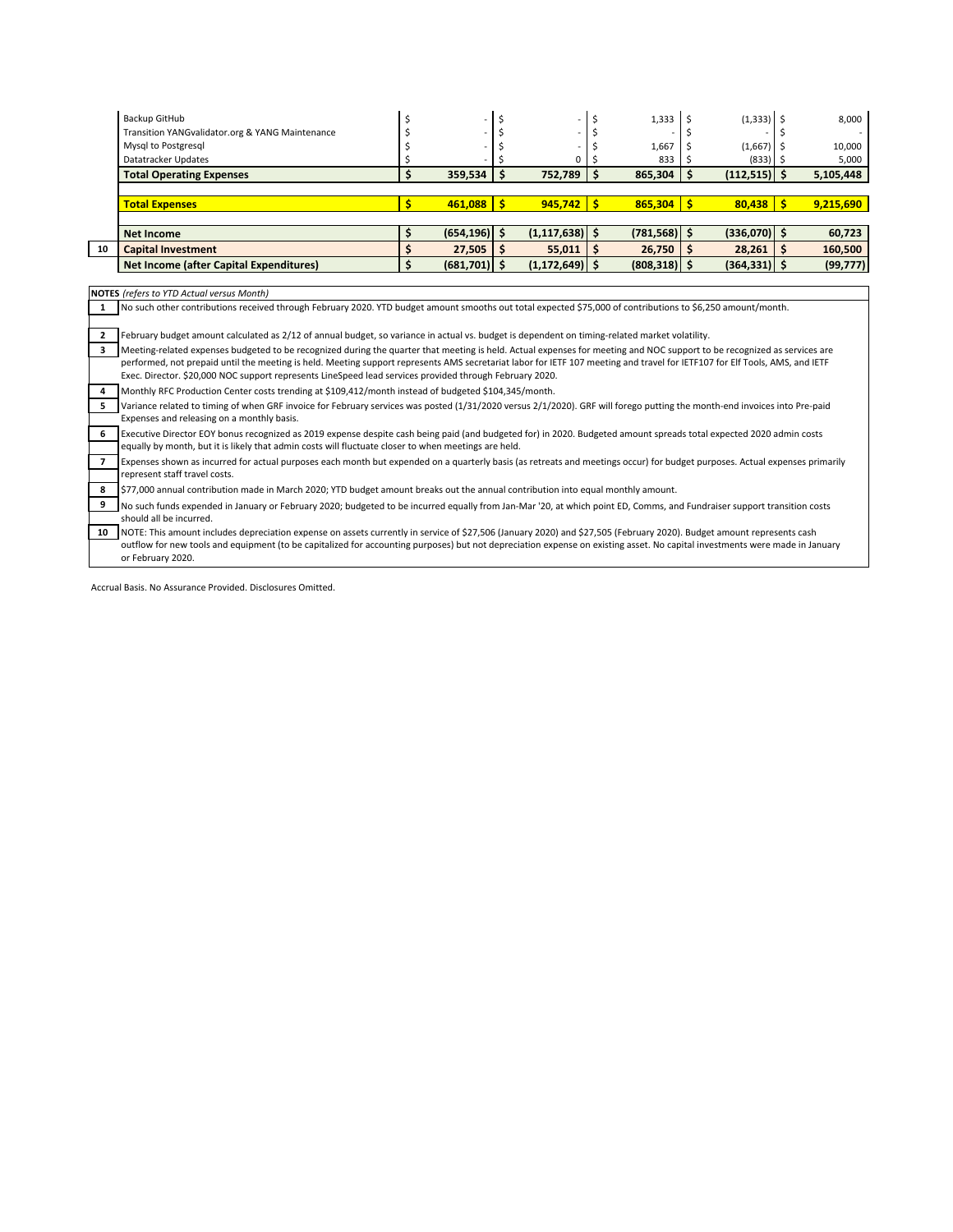| | | | | | | |
|---|---|---|---|---|---|---|
| | Backup GitHub | $ - | $ - | $ 1,333 | $ (1,333) | $ 8,000 |
| | Transition YANGvalidator.org & YANG Maintenance | $ - | $ - | $ - | $ - | $ - |
| | Mysql to Postgresql | $ - | $ - | $ 1,667 | $ (1,667) | $ 10,000 |
| | Datatracker Updates | $ - | $ 0 | $ 833 | $ (833) | $ 5,000 |
| | **Total Operating Expenses** | **$ 359,534** | **$ 752,789** | **$ 865,304** | **$ (112,515)** | **$ 5,105,448** |
| | **Total Expenses** | **$ 461,088** | **$ 945,742** | **$ 865,304** | **$ 80,438** | **$ 9,215,690** |
| | **Net Income** | **$ (654,196)** | **$ (1,117,638)** | **$ (781,568)** | **$ (336,070)** | **$ 60,723** |
| 10 | **Capital Investment** | **$ 27,505** | **$ 55,011** | **$ 26,750** | **$ 28,261** | **$ 160,500** |
| | **Net Income (after Capital Expenditures)** | **$ (681,701)** | **$ (1,172,649)** | **$ (808,318)** | **$ (364,331)** | **$ (99,777)** |

**NOTES** *(refers to YTD Actual versus Month)*

| | |
|---|---|
| 1 | No such other contributions received through February 2020. YTD budget amount smooths out total expected $75,000 of contributions to $6,250 amount/month. |
| 2 | February budget amount calculated as 2/12 of annual budget, so variance in actual vs. budget is dependent on timing-related market volatility. |
| 3 | Meeting-related expenses budgeted to be recognized during the quarter that meeting is held. Actual expenses for meeting and NOC support to be recognized as services are performed, not prepaid until the meeting is held. Meeting support represents AMS secretariat labor for IETF 107 meeting and travel for IETF107 for Elf Tools, AMS, and IETF Exec. Director. $20,000 NOC support represents LineSpeed lead services provided through February 2020. |
| 4 | Monthly RFC Production Center costs trending at $109,412/month instead of budgeted $104,345/month. |
| 5 | Variance related to timing of when GRF invoice for February services was posted (1/31/2020 versus 2/1/2020). GRF will forego putting the month-end invoices into Pre-paid Expenses and releasing on a monthly basis. |
| 6 | Executive Director EOY bonus recognized as 2019 expense despite cash being paid (and budgeted for) in 2020. Budgeted amount spreads total expected 2020 admin costs equally by month, but it is likely that admin costs will fluctuate closer to when meetings are held. |
| 7 | Expenses shown as incurred for actual purposes each month but expended on a quarterly basis (as retreats and meetings occur) for budget purposes. Actual expenses primarily represent staff travel costs. |
| 8 | $77,000 annual contribution made in March 2020; YTD budget amount breaks out the annual contribution into equal monthly amount. |
| 9 | No such funds expended in January or February 2020; budgeted to be incurred equally from Jan-Mar '20, at which point ED, Comms, and Fundraiser support transition costs should all be incurred. |
| 10 | NOTE: This amount includes depreciation expense on assets currently in service of $27,506 (January 2020) and $27,505 (February 2020). Budget amount represents cash outflow for new tools and equipment (to be capitalized for accounting purposes) but not depreciation expense on existing asset. No capital investments were made in January or February 2020. |

Accrual Basis. No Assurance Provided. Disclosures Omitted.